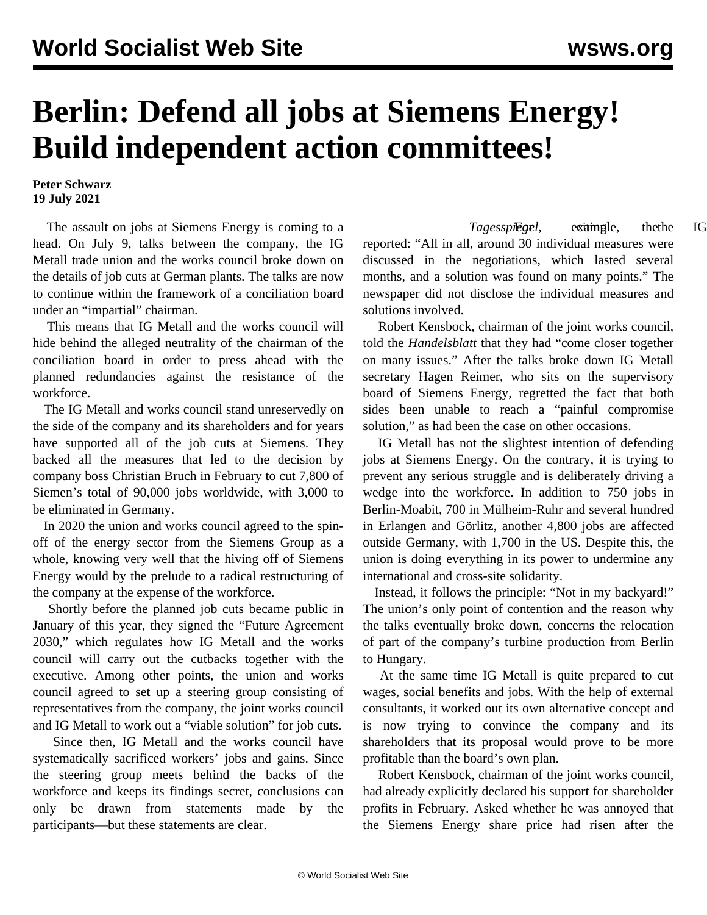# Berlin: Defend all jobs at Siemens Energy! Build independent action committees!

**Peter Schwarz**
**19 July 2021**

The assault on jobs at Siemens Energy is coming to a head. On July 9, talks between the company, the IG Metall trade union and the works council broke down on the details of job cuts at German plants. The talks are now to continue within the framework of a conciliation board under an "impartial" chairman.

This means that IG Metall and the works council will hide behind the alleged neutrality of the chairman of the conciliation board in order to press ahead with the planned redundancies against the resistance of the workforce.

The IG Metall and works council stand unreservedly on the side of the company and its shareholders and for years have supported all of the job cuts at Siemens. They backed all the measures that led to the decision by company boss Christian Bruch in February to cut 7,800 of Siemen's total of 90,000 jobs worldwide, with 3,000 to be eliminated in Germany.

In 2020 the union and works council agreed to the spin-off of the energy sector from the Siemens Group as a whole, knowing very well that the hiving off of Siemens Energy would by the prelude to a radical restructuring of the company at the expense of the workforce.

Shortly before the planned job cuts became public in January of this year, they signed the "Future Agreement 2030," which regulates how IG Metall and the works council will carry out the cutbacks together with the executive. Among other points, the union and works council agreed to set up a steering group consisting of representatives from the company, the joint works council and IG Metall to work out a "viable solution" for job cuts.

Since then, IG Metall and the works council have systematically sacrificed workers' jobs and gains. Since the steering group meets behind the backs of the workforce and keeps its findings secret, conclusions can only be drawn from statements made by the participants—but these statements are clear.

For example, the IG *Tagesspiegel*, citing the reported: "All in all, around 30 individual measures were discussed in the negotiations, which lasted several months, and a solution was found on many points." The newspaper did not disclose the individual measures and solutions involved.

Robert Kensbock, chairman of the joint works council, told the *Handelsblatt* that they had "come closer together on many issues." After the talks broke down IG Metall secretary Hagen Reimer, who sits on the supervisory board of Siemens Energy, regretted the fact that both sides been unable to reach a "painful compromise solution," as had been the case on other occasions.

IG Metall has not the slightest intention of defending jobs at Siemens Energy. On the contrary, it is trying to prevent any serious struggle and is deliberately driving a wedge into the workforce. In addition to 750 jobs in Berlin-Moabit, 700 in Mülheim-Ruhr and several hundred in Erlangen and Görlitz, another 4,800 jobs are affected outside Germany, with 1,700 in the US. Despite this, the union is doing everything in its power to undermine any international and cross-site solidarity.

Instead, it follows the principle: "Not in my backyard!" The union's only point of contention and the reason why the talks eventually broke down, concerns the relocation of part of the company's turbine production from Berlin to Hungary.

At the same time IG Metall is quite prepared to cut wages, social benefits and jobs. With the help of external consultants, it worked out its own alternative concept and is now trying to convince the company and its shareholders that its proposal would prove to be more profitable than the board's own plan.

Robert Kensbock, chairman of the joint works council, had already explicitly declared his support for shareholder profits in February. Asked whether he was annoyed that the Siemens Energy share price had risen after the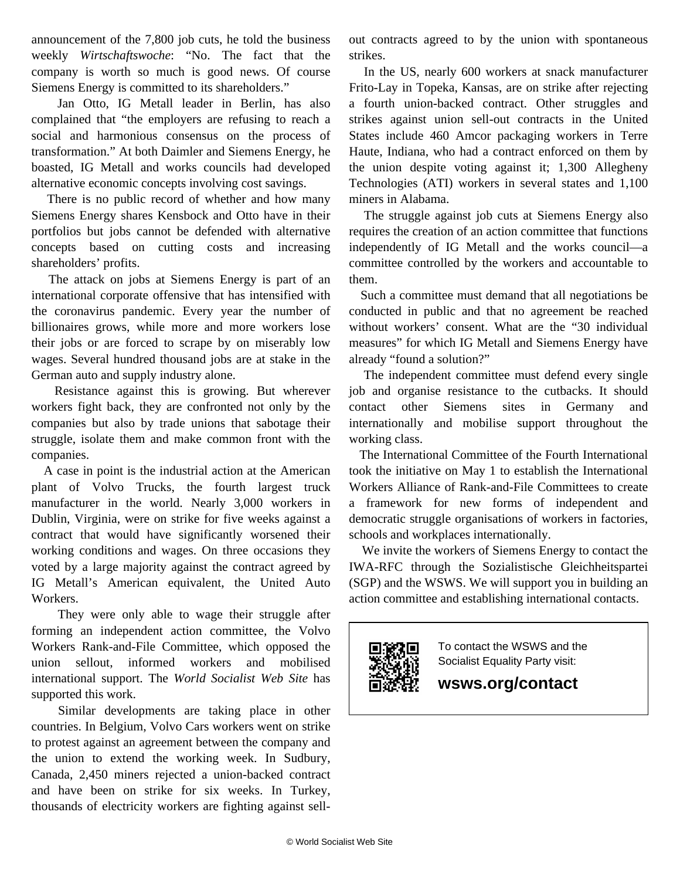announcement of the 7,800 job cuts, he told the business weekly *Wirtschaftswoche*: "No. The fact that the company is worth so much is good news. Of course Siemens Energy is committed to its shareholders."

Jan Otto, IG Metall leader in Berlin, has also complained that "the employers are refusing to reach a social and harmonious consensus on the process of transformation." At both Daimler and Siemens Energy, he boasted, IG Metall and works councils had developed alternative economic concepts involving cost savings.

There is no public record of whether and how many Siemens Energy shares Kensbock and Otto have in their portfolios but jobs cannot be defended with alternative concepts based on cutting costs and increasing shareholders' profits.

The attack on jobs at Siemens Energy is part of an international corporate offensive that has intensified with the coronavirus pandemic. Every year the number of billionaires grows, while more and more workers lose their jobs or are forced to scrape by on miserably low wages. Several hundred thousand jobs are at stake in the German auto and supply industry alone.

Resistance against this is growing. But wherever workers fight back, they are confronted not only by the companies but also by trade unions that sabotage their struggle, isolate them and make common front with the companies.

A case in point is the industrial action at the American plant of Volvo Trucks, the fourth largest truck manufacturer in the world. Nearly 3,000 workers in Dublin, Virginia, were on strike for five weeks against a contract that would have significantly worsened their working conditions and wages. On three occasions they voted by a large majority against the contract agreed by IG Metall's American equivalent, the United Auto Workers.

They were only able to wage their struggle after forming an independent action committee, the Volvo Workers Rank-and-File Committee, which opposed the union sellout, informed workers and mobilised international support. The *World Socialist Web Site* has supported this work.

Similar developments are taking place in other countries. In Belgium, Volvo Cars workers went on strike to protest against an agreement between the company and the union to extend the working week. In Sudbury, Canada, 2,450 miners rejected a union-backed contract and have been on strike for six weeks. In Turkey, thousands of electricity workers are fighting against sell-out contracts agreed to by the union with spontaneous strikes.

In the US, nearly 600 workers at snack manufacturer Frito-Lay in Topeka, Kansas, are on strike after rejecting a fourth union-backed contract. Other struggles and strikes against union sell-out contracts in the United States include 460 Amcor packaging workers in Terre Haute, Indiana, who had a contract enforced on them by the union despite voting against it; 1,300 Allegheny Technologies (ATI) workers in several states and 1,100 miners in Alabama.

The struggle against job cuts at Siemens Energy also requires the creation of an action committee that functions independently of IG Metall and the works council—a committee controlled by the workers and accountable to them.

Such a committee must demand that all negotiations be conducted in public and that no agreement be reached without workers' consent. What are the "30 individual measures" for which IG Metall and Siemens Energy have already "found a solution?"

The independent committee must defend every single job and organise resistance to the cutbacks. It should contact other Siemens sites in Germany and internationally and mobilise support throughout the working class.

The International Committee of the Fourth International took the initiative on May 1 to establish the International Workers Alliance of Rank-and-File Committees to create a framework for new forms of independent and democratic struggle organisations of workers in factories, schools and workplaces internationally.

We invite the workers of Siemens Energy to contact the IWA-RFC through the Sozialistische Gleichheitspartei (SGP) and the WSWS. We will support you in building an action committee and establishing international contacts.

To contact the WSWS and the Socialist Equality Party visit:

**wsws.org/contact**